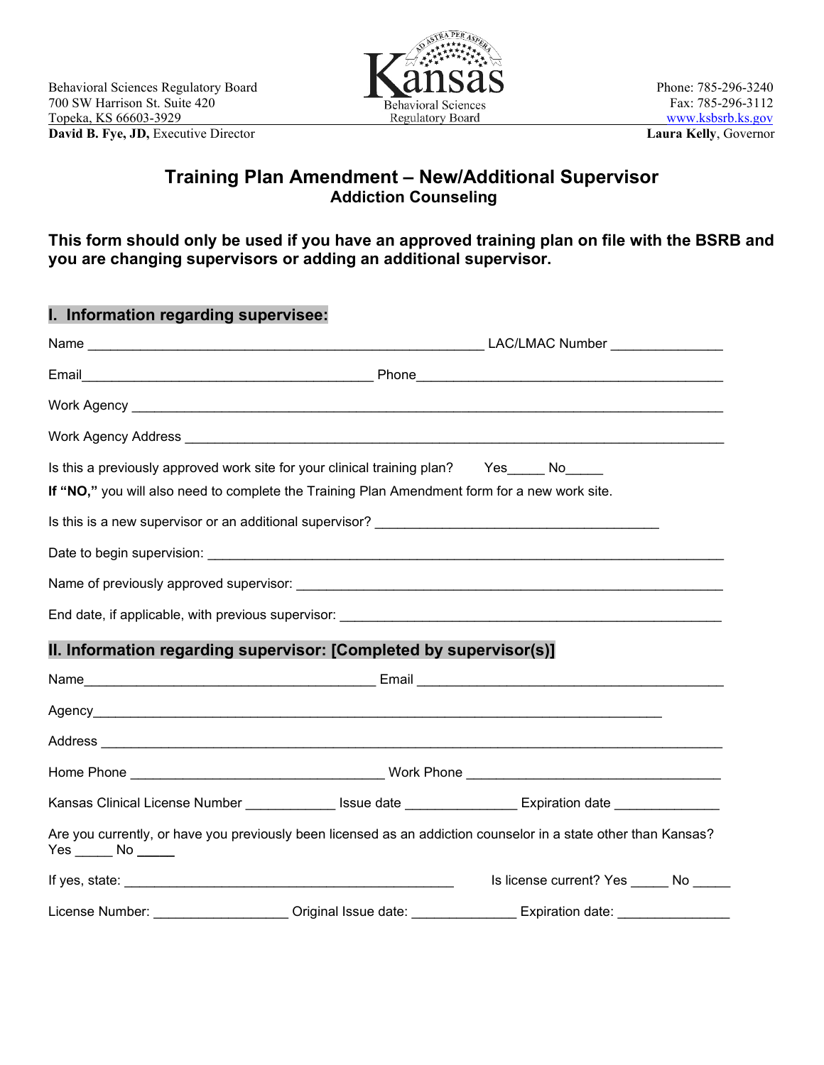Behavioral Sciences Regulatory Board
700 SW Harrison St. Suite 420
Topeka, KS 66603-3929
**David B. Fye, JD,** Executive Director

Kansas
Behavioral Sciences
Regulatory Board

Phone: 785-296-3240
Fax: 785-296-3112
www.ksbsrb.ks.gov
**Laura Kelly**, Governor

# Training Plan Amendment – New/Additional Supervisor
## Addiction Counseling

**This form should only be used if you have an approved training plan on file with the BSRB and you are changing supervisors or adding an additional supervisor.**

## I. Information regarding supervisee:

Name ____________________________________________________ LAC/LMAC Number ______________

Email______________________________________ Phone________________________________________

Work Agency ____________________________________________________________________________

Work Agency Address ____________________________________________________________________

Is this a previously approved work site for your clinical training plan? Yes_____ No_____

**If "NO,"** you will also need to complete the Training Plan Amendment form for a new work site.

Is this is a new supervisor or an additional supervisor? ____________________________________

Date to begin supervision: _________________________________________________________________

Name of previously approved supervisor: _____________________________________________________

End date, if applicable, with previous supervisor: _____________________________________________

## II. Information regarding supervisor: [Completed by supervisor(s)]

Name______________________________________ Email _________________________________________

Agency___________________________________________________________________________

Address ________________________________________________________________________________

Home Phone __________________________________ Work Phone __________________________________

Kansas Clinical License Number ____________ Issue date ______________ Expiration date ______________

Are you currently, or have you previously been licensed as an addiction counselor in a state other than Kansas?
Yes _____ No _____

If yes, state: ____________________________________________ Is license current? Yes _____ No _____

License Number: _________________ Original Issue date: ______________ Expiration date: _______________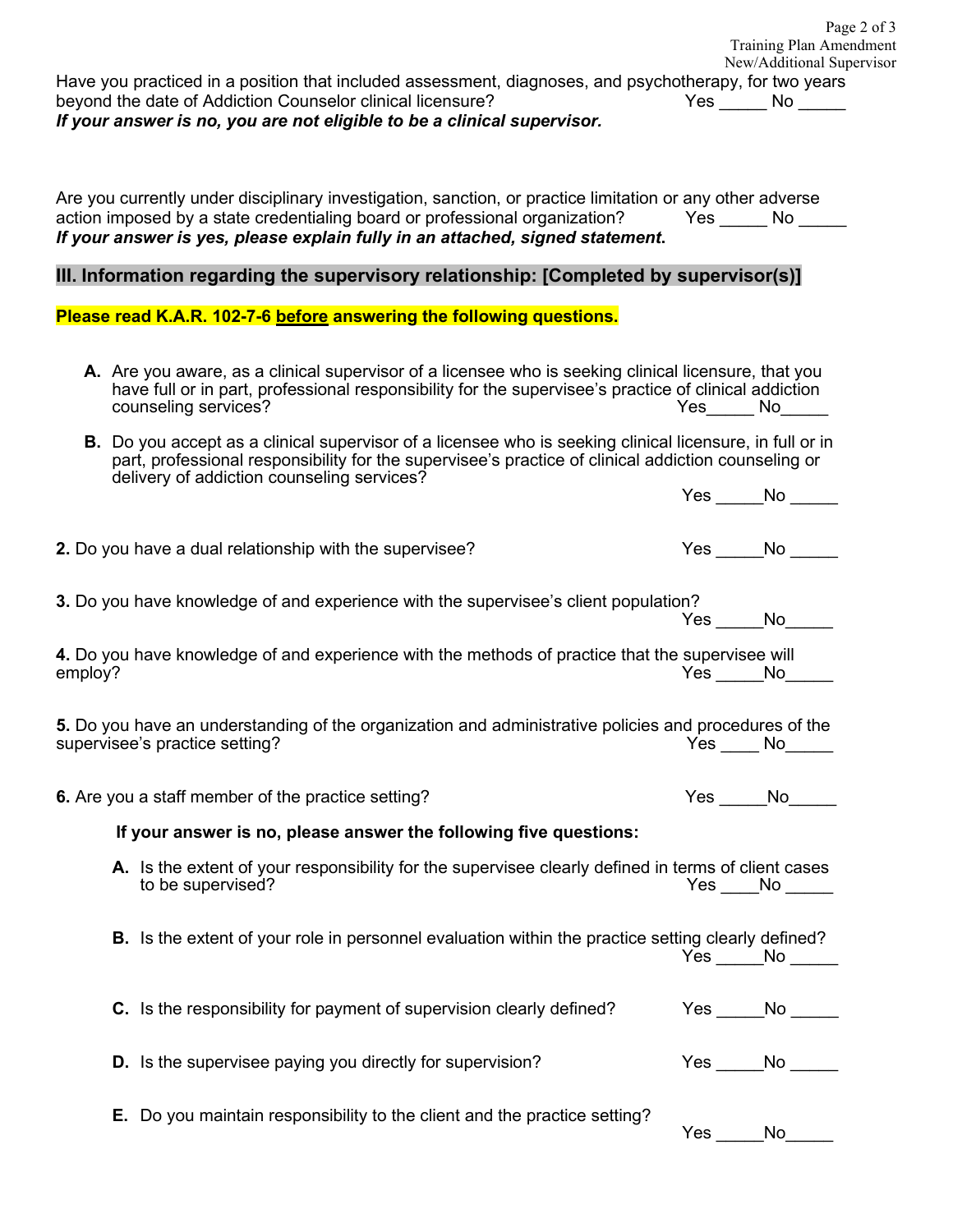Have you practiced in a position that included assessment, diagnoses, and psychotherapy, for two years beyond the date of Addiction Counselor clinical licensure? Yes _____ No _____

***If your answer is no, you are not eligible to be a clinical supervisor.***

Are you currently under disciplinary investigation, sanction, or practice limitation or any other adverse action imposed by a state credentialing board or professional organization? Yes _____ No _____

***If your answer is yes, please explain fully in an attached, signed statement.***

## III. Information regarding the supervisory relationship: [Completed by supervisor(s)]

**Please read K.A.R. 102-7-6 before answering the following questions.**

**A.** Are you aware, as a clinical supervisor of a licensee who is seeking clinical licensure, that you have full or in part, professional responsibility for the supervisee's practice of clinical addiction counseling services? Yes_____ No_____

**B.** Do you accept as a clinical supervisor of a licensee who is seeking clinical licensure, in full or in part, professional responsibility for the supervisee's practice of clinical addiction counseling or delivery of addiction counseling services? Yes _____No _____

**2.** Do you have a dual relationship with the supervisee? Yes _____No _____

**3.** Do you have knowledge of and experience with the supervisee's client population? Yes _____No_____

**4.** Do you have knowledge of and experience with the methods of practice that the supervisee will employ? Yes _____No_____

**5.** Do you have an understanding of the organization and administrative policies and procedures of the supervisee's practice setting? Yes ____ No_____

**6.** Are you a staff member of the practice setting? Yes _____No_____

**If your answer is no, please answer the following five questions:**

**A.** Is the extent of your responsibility for the supervisee clearly defined in terms of client cases to be supervised? Yes ____No _____

**B.** Is the extent of your role in personnel evaluation within the practice setting clearly defined? Yes _____No _____

**C.** Is the responsibility for payment of supervision clearly defined? Yes _____No _____

**D.** Is the supervisee paying you directly for supervision? Yes _____No _____

**E.** Do you maintain responsibility to the client and the practice setting? Yes _____No_____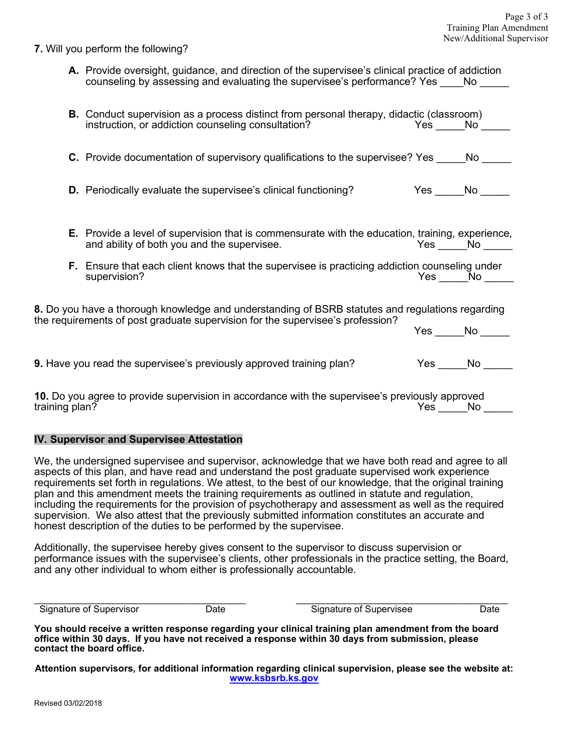**7.** Will you perform the following?

**A.** Provide oversight, guidance, and direction of the supervisee's clinical practice of addiction counseling by assessing and evaluating the supervisee's performance? Yes ____No _____

**B.** Conduct supervision as a process distinct from personal therapy, didactic (classroom) instruction, or addiction counseling consultation? Yes _____No _____

**C.** Provide documentation of supervisory qualifications to the supervisee? Yes _____No _____

**D.** Periodically evaluate the supervisee's clinical functioning? Yes _____No _____

**E.** Provide a level of supervision that is commensurate with the education, training, experience, and ability of both you and the supervisee. Yes _____No _____

**F.** Ensure that each client knows that the supervisee is practicing addiction counseling under supervision? Yes _____No _____

**8.** Do you have a thorough knowledge and understanding of BSRB statutes and regulations regarding the requirements of post graduate supervision for the supervisee's profession? Yes _____No _____

**9.** Have you read the supervisee's previously approved training plan? Yes _____No _____

**10.** Do you agree to provide supervision in accordance with the supervisee's previously approved training plan? Yes _____No _____

## IV. Supervisor and Supervisee Attestation

We, the undersigned supervisee and supervisor, acknowledge that we have both read and agree to all aspects of this plan, and have read and understand the post graduate supervised work experience requirements set forth in regulations. We attest, to the best of our knowledge, that the original training plan and this amendment meets the training requirements as outlined in statute and regulation, including the requirements for the provision of psychotherapy and assessment as well as the required supervision. We also attest that the previously submitted information constitutes an accurate and honest description of the duties to be performed by the supervisee.

Additionally, the supervisee hereby gives consent to the supervisor to discuss supervision or performance issues with the supervisee's clients, other professionals in the practice setting, the Board, and any other individual to whom either is professionally accountable.

_________________________________________ &nbsp;&nbsp;&nbsp;&nbsp; _________________________________________

Signature of Supervisor &nbsp;&nbsp;&nbsp;&nbsp; Date &nbsp;&nbsp;&nbsp;&nbsp; Signature of Supervisee &nbsp;&nbsp;&nbsp;&nbsp; Date

**You should receive a written response regarding your clinical training plan amendment from the board office within 30 days. If you have not received a response within 30 days from submission, please contact the board office.**

**Attention supervisors, for additional information regarding clinical supervision, please see the website at: www.ksbsrb.ks.gov**

Revised 03/02/2018